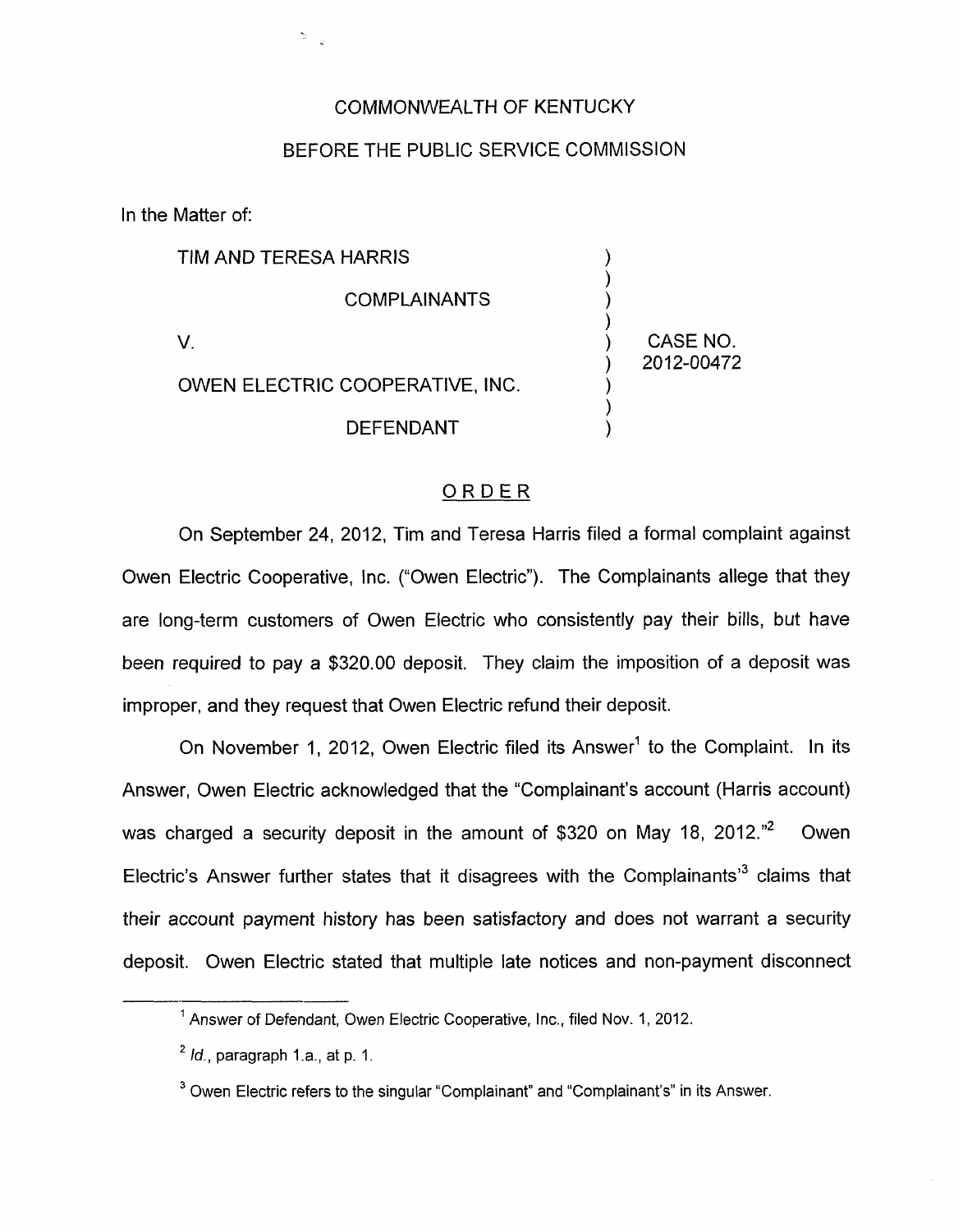COMMONWEALTH OF KENTUCKY

BEFORE THE PUBLIC SERVICE COMMISSION

In the Matter of:

| | | |
|---|---|---|
| TIM AND TERESA HARRIS | ) | |
| COMPLAINANTS | ) | |
| V. | ) | CASE NO. 2012-00472 |
| OWEN ELECTRIC COOPERATIVE, INC. | ) | |
| DEFENDANT | ) | |

## ORDER

On September 24, 2012, Tim and Teresa Harris filed a formal complaint against Owen Electric Cooperative, Inc. ("Owen Electric"). The Complainants allege that they are long-term customers of Owen Electric who consistently pay their bills, but have been required to pay a $320.00 deposit. They claim the imposition of a deposit was improper, and they request that Owen Electric refund their deposit.

On November 1, 2012, Owen Electric filed its Answer[1] to the Complaint. In its Answer, Owen Electric acknowledged that the "Complainant's account (Harris account) was charged a security deposit in the amount of $320 on May 18, 2012."[2] Owen Electric's Answer further states that it disagrees with the Complainants'[3] claims that their account payment history has been satisfactory and does not warrant a security deposit. Owen Electric stated that multiple late notices and non-payment disconnect

---

[1] Answer of Defendant, Owen Electric Cooperative, Inc., filed Nov. 1, 2012.

[2] *Id.*, paragraph 1.a., at p. 1.

[3] Owen Electric refers to the singular "Complainant" and "Complainant's" in its Answer.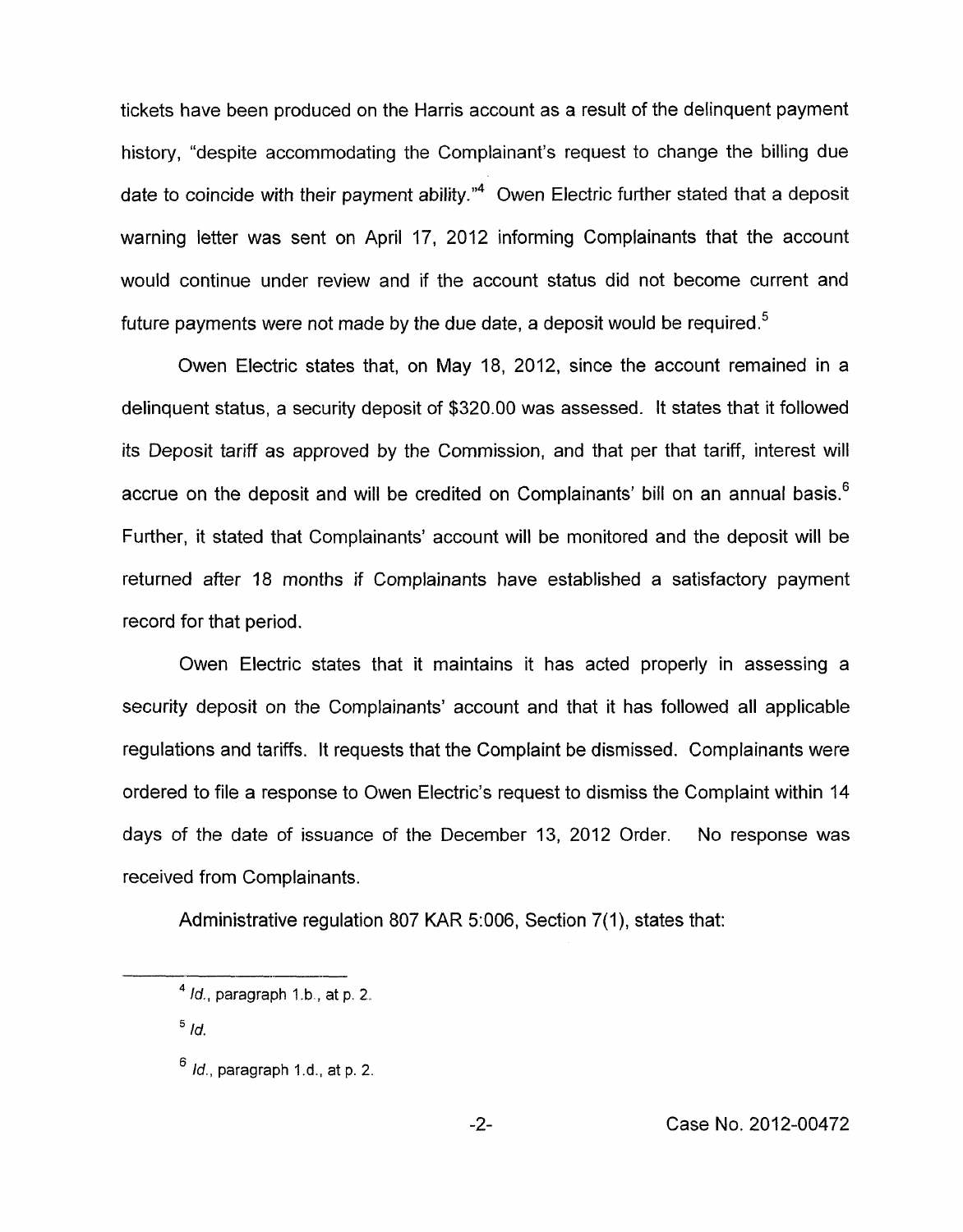tickets have been produced on the Harris account as a result of the delinquent payment history, "despite accommodating the Complainant's request to change the billing due date to coincide with their payment ability."[4] Owen Electric further stated that a deposit warning letter was sent on April 17, 2012 informing Complainants that the account would continue under review and if the account status did not become current and future payments were not made by the due date, a deposit would be required.[5]

Owen Electric states that, on May 18, 2012, since the account remained in a delinquent status, a security deposit of $320.00 was assessed. It states that it followed its Deposit tariff as approved by the Commission, and that per that tariff, interest will accrue on the deposit and will be credited on Complainants' bill on an annual basis.[6] Further, it stated that Complainants' account will be monitored and the deposit will be returned after 18 months if Complainants have established a satisfactory payment record for that period.

Owen Electric states that it maintains it has acted properly in assessing a security deposit on the Complainants' account and that it has followed all applicable regulations and tariffs. It requests that the Complaint be dismissed. Complainants were ordered to file a response to Owen Electric's request to dismiss the Complaint within 14 days of the date of issuance of the December 13, 2012 Order. No response was received from Complainants.

Administrative regulation 807 KAR 5:006, Section 7(1), states that:

---

[4] *Id.*, paragraph 1.b., at p. 2.

[5] *Id.*

[6] *Id.*, paragraph 1.d., at p. 2.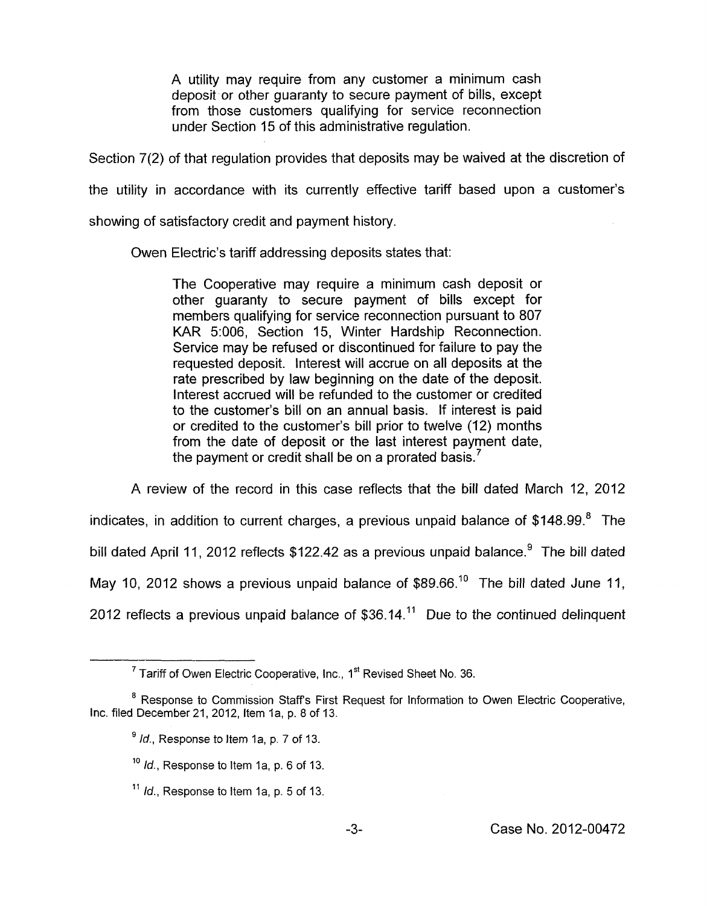> A utility may require from any customer a minimum cash deposit or other guaranty to secure payment of bills, except from those customers qualifying for service reconnection under Section 15 of this administrative regulation.

Section 7(2) of that regulation provides that deposits may be waived at the discretion of the utility in accordance with its currently effective tariff based upon a customer's showing of satisfactory credit and payment history.

Owen Electric's tariff addressing deposits states that:

> The Cooperative may require a minimum cash deposit or other guaranty to secure payment of bills except for members qualifying for service reconnection pursuant to 807 KAR 5:006, Section 15, Winter Hardship Reconnection. Service may be refused or discontinued for failure to pay the requested deposit. Interest will accrue on all deposits at the rate prescribed by law beginning on the date of the deposit. Interest accrued will be refunded to the customer or credited to the customer's bill on an annual basis. If interest is paid or credited to the customer's bill prior to twelve (12) months from the date of deposit or the last interest payment date, the payment or credit shall be on a prorated basis.[7]

A review of the record in this case reflects that the bill dated March 12, 2012 indicates, in addition to current charges, a previous unpaid balance of $148.99.[8] The bill dated April 11, 2012 reflects $122.42 as a previous unpaid balance.[9] The bill dated May 10, 2012 shows a previous unpaid balance of $89.66.[10] The bill dated June 11, 2012 reflects a previous unpaid balance of $36.14.[11] Due to the continued delinquent

---

[7] Tariff of Owen Electric Cooperative, Inc., 1st Revised Sheet No. 36.

[8] Response to Commission Staff's First Request for Information to Owen Electric Cooperative, Inc. filed December 21, 2012, Item 1a, p. 8 of 13.

[9] *Id.*, Response to Item 1a, p. 7 of 13.

[10] *Id.*, Response to Item 1a, p. 6 of 13.

[11] *Id.*, Response to Item 1a, p. 5 of 13.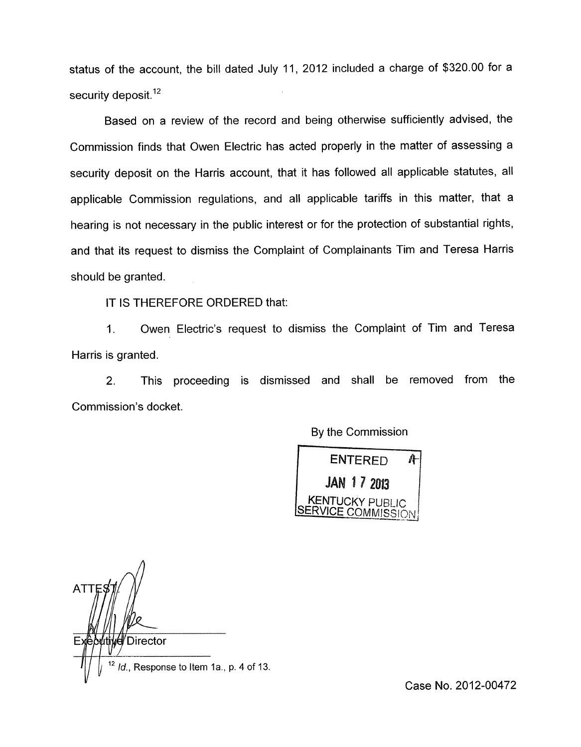status of the account, the bill dated July 11, 2012 included a charge of $320.00 for a security deposit.[12]

Based on a review of the record and being otherwise sufficiently advised, the Commission finds that Owen Electric has acted properly in the matter of assessing a security deposit on the Harris account, that it has followed all applicable statutes, all applicable Commission regulations, and all applicable tariffs in this matter, that a hearing is not necessary in the public interest or for the protection of substantial rights, and that its request to dismiss the Complaint of Complainants Tim and Teresa Harris should be granted.

IT IS THEREFORE ORDERED that:

1. Owen Electric's request to dismiss the Complaint of Tim and Teresa Harris is granted.

2. This proceeding is dismissed and shall be removed from the Commission's docket.

By the Commission

ENTERED
JAN 17 2013
KENTUCKY PUBLIC SERVICE COMMISSION

ATTEST:

Executive Director

[12] *Id.*, Response to Item 1a., p. 4 of 13.

Case No. 2012-00472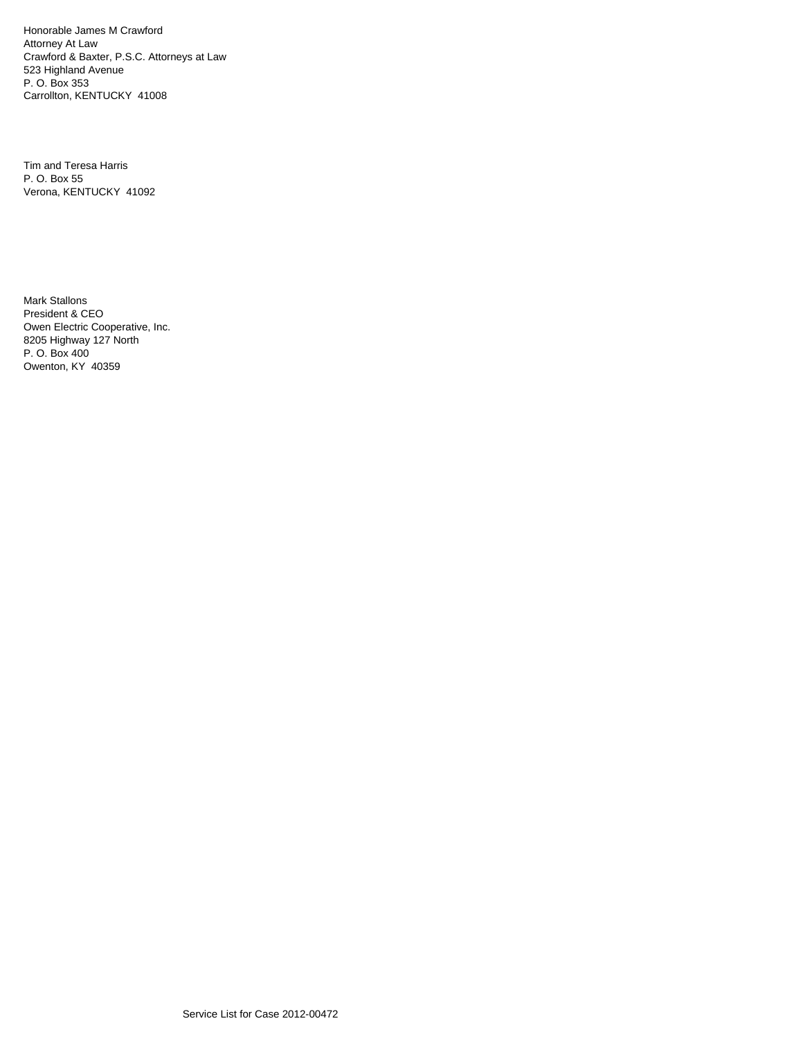Honorable James M Crawford
Attorney At Law
Crawford & Baxter, P.S.C. Attorneys at Law
523 Highland Avenue
P. O. Box 353
Carrollton, KENTUCKY  41008

Tim and Teresa Harris
P. O. Box 55
Verona, KENTUCKY  41092

Mark Stallons
President & CEO
Owen Electric Cooperative, Inc.
8205 Highway 127 North
P. O. Box 400
Owenton, KY  40359

Service List for Case 2012-00472